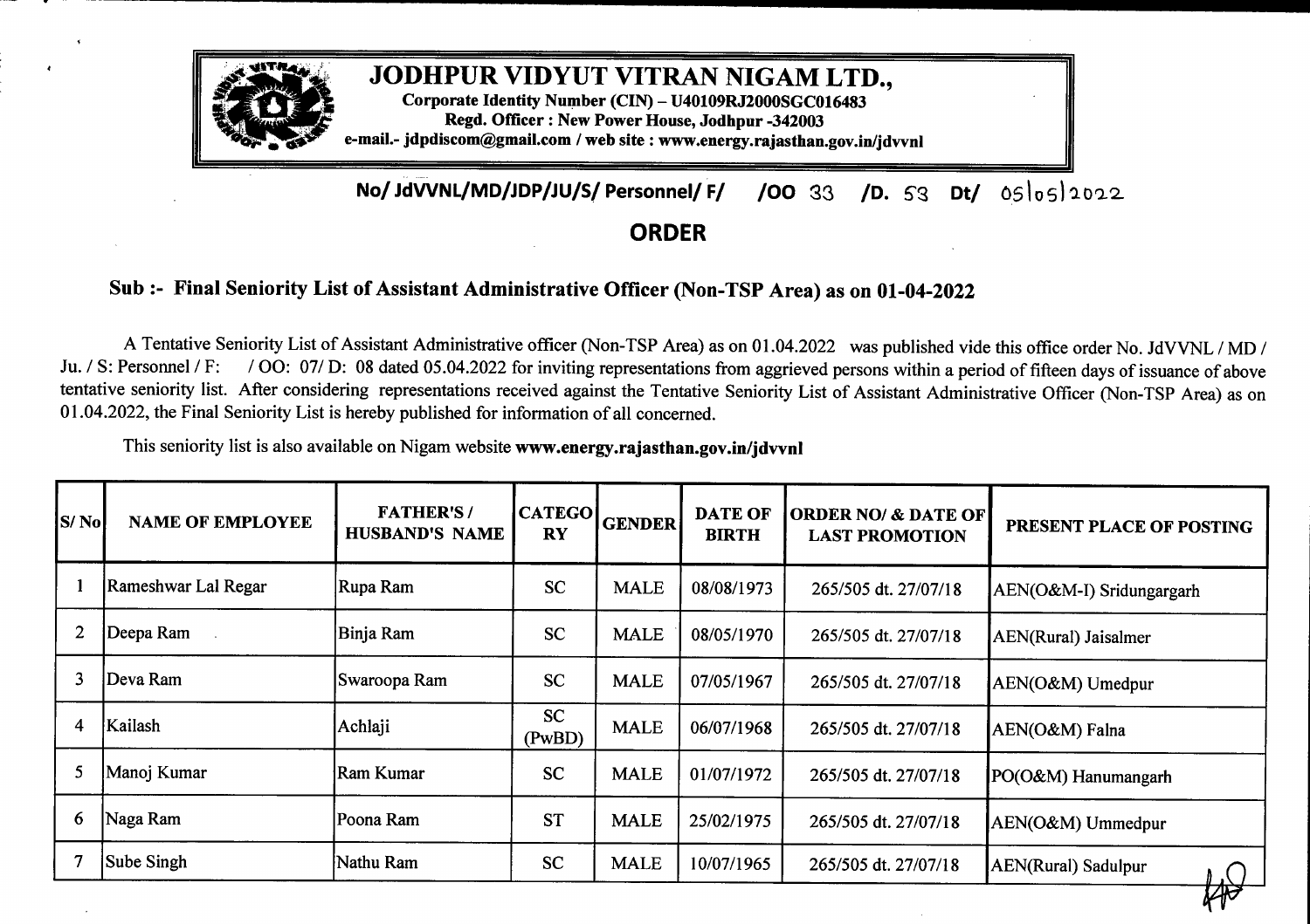# JODHPUR VIDYUT VITRAN NIGAM LTD.,

**Corporate Identity Number (CIN) – U40109RJ2000SGC016483**
**Regd. Officer : New Power House, Jodhpur -342003**
**e-mail.- jdpdiscom@gmail.com / web site : www.energy.rajasthan.gov.in/jdvvnl**

**No/ JdVVNL/MD/JDP/JU/S/ Personnel/ F/ /OO 33 /D. 53 Dt/ 05/05/2022**

## ORDER

### Sub :- Final Seniority List of Assistant Administrative Officer (Non-TSP Area) as on 01-04-2022

A Tentative Seniority List of Assistant Administrative officer (Non-TSP Area) as on 01.04.2022 was published vide this office order No. JdVVNL / MD / Ju. / S: Personnel / F: / OO: 07/ D: 08 dated 05.04.2022 for inviting representations from aggrieved persons within a period of fifteen days of issuance of above tentative seniority list. After considering representations received against the Tentative Seniority List of Assistant Administrative Officer (Non-TSP Area) as on 01.04.2022, the Final Seniority List is hereby published for information of all concerned.

This seniority list is also available on Nigam website **www.energy.rajasthan.gov.in/jdvvnl**

| S/ No | NAME OF EMPLOYEE | FATHER'S / HUSBAND'S NAME | CATEGORY | GENDER | DATE OF BIRTH | ORDER NO/ & DATE OF LAST PROMOTION | PRESENT PLACE OF POSTING |
|---|---|---|---|---|---|---|---|
| 1 | Rameshwar Lal Regar | Rupa Ram | SC | MALE | 08/08/1973 | 265/505 dt. 27/07/18 | AEN(O&M-I) Sridungargarh |
| 2 | Deepa Ram | Binja Ram | SC | MALE | 08/05/1970 | 265/505 dt. 27/07/18 | AEN(Rural) Jaisalmer |
| 3 | Deva Ram | Swaroopa Ram | SC | MALE | 07/05/1967 | 265/505 dt. 27/07/18 | AEN(O&M) Umedpur |
| 4 | Kailash | Achlaji | SC (PwBD) | MALE | 06/07/1968 | 265/505 dt. 27/07/18 | AEN(O&M) Falna |
| 5 | Manoj Kumar | Ram Kumar | SC | MALE | 01/07/1972 | 265/505 dt. 27/07/18 | PO(O&M) Hanumangarh |
| 6 | Naga Ram | Poona Ram | ST | MALE | 25/02/1975 | 265/505 dt. 27/07/18 | AEN(O&M) Ummedpur |
| 7 | Sube Singh | Nathu Ram | SC | MALE | 10/07/1965 | 265/505 dt. 27/07/18 | AEN(Rural) Sadulpur |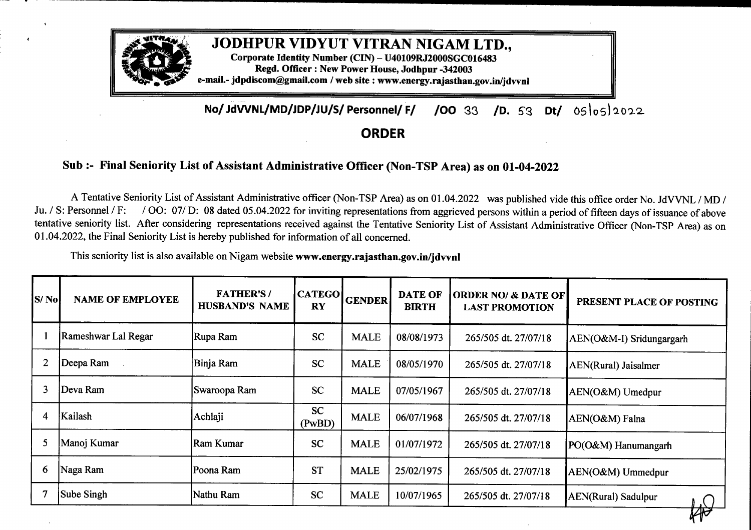# JODHPUR VIDYUT VITRAN NIGAM LTD.,

**Corporate Identity Number (CIN) – U40109RJ2000SGC016483**
**Regd. Officer : New Power House, Jodhpur -342003**
**e-mail.- jdpdiscom@gmail.com / web site : www.energy.rajasthan.gov.in/jdvvnl**

**No/ JdVVNL/MD/JDP/JU/S/ Personnel/ F/ /OO 33 /D. 53 Dt/ 05/05/2022**

## ORDER

### Sub :- Final Seniority List of Assistant Administrative Officer (Non-TSP Area) as on 01-04-2022

A Tentative Seniority List of Assistant Administrative officer (Non-TSP Area) as on 01.04.2022 was published vide this office order No. JdVVNL / MD / Ju. / S: Personnel / F: / OO: 07/ D: 08 dated 05.04.2022 for inviting representations from aggrieved persons within a period of fifteen days of issuance of above tentative seniority list. After considering representations received against the Tentative Seniority List of Assistant Administrative Officer (Non-TSP Area) as on 01.04.2022, the Final Seniority List is hereby published for information of all concerned.

This seniority list is also available on Nigam website **www.energy.rajasthan.gov.in/jdvvnl**

| S/ No | NAME OF EMPLOYEE | FATHER'S / HUSBAND'S NAME | CATEGORY | GENDER | DATE OF BIRTH | ORDER NO/ & DATE OF LAST PROMOTION | PRESENT PLACE OF POSTING |
|---|---|---|---|---|---|---|---|
| 1 | Rameshwar Lal Regar | Rupa Ram | SC | MALE | 08/08/1973 | 265/505 dt. 27/07/18 | AEN(O&M-I) Sridungargarh |
| 2 | Deepa Ram | Binja Ram | SC | MALE | 08/05/1970 | 265/505 dt. 27/07/18 | AEN(Rural) Jaisalmer |
| 3 | Deva Ram | Swaroopa Ram | SC | MALE | 07/05/1967 | 265/505 dt. 27/07/18 | AEN(O&M) Umedpur |
| 4 | Kailash | Achlaji | SC (PwBD) | MALE | 06/07/1968 | 265/505 dt. 27/07/18 | AEN(O&M) Falna |
| 5 | Manoj Kumar | Ram Kumar | SC | MALE | 01/07/1972 | 265/505 dt. 27/07/18 | PO(O&M) Hanumangarh |
| 6 | Naga Ram | Poona Ram | ST | MALE | 25/02/1975 | 265/505 dt. 27/07/18 | AEN(O&M) Ummedpur |
| 7 | Sube Singh | Nathu Ram | SC | MALE | 10/07/1965 | 265/505 dt. 27/07/18 | AEN(Rural) Sadulpur |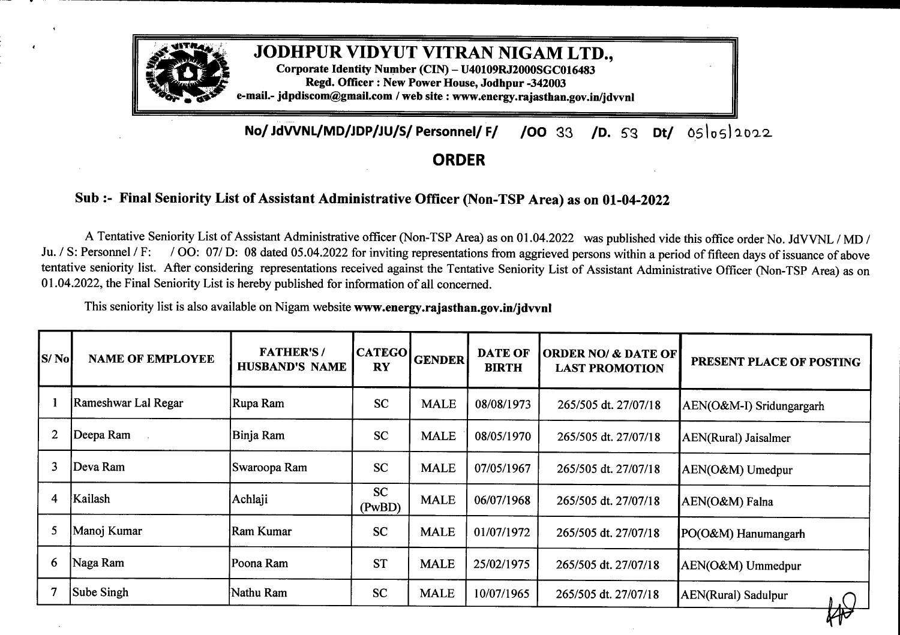# JODHPUR VIDYUT VITRAN NIGAM LTD.,

**Corporate Identity Number (CIN) – U40109RJ2000SGC016483**
**Regd. Officer : New Power House, Jodhpur -342003**
**e-mail.- jdpdiscom@gmail.com / web site : www.energy.rajasthan.gov.in/jdvvnl**

**No/ JdVVNL/MD/JDP/JU/S/ Personnel/ F/ /OO 33 /D. 53 Dt/ 05/05/2022**

## ORDER

### Sub :- Final Seniority List of Assistant Administrative Officer (Non-TSP Area) as on 01-04-2022

A Tentative Seniority List of Assistant Administrative officer (Non-TSP Area) as on 01.04.2022 was published vide this office order No. JdVVNL / MD / Ju. / S: Personnel / F: / OO: 07/ D: 08 dated 05.04.2022 for inviting representations from aggrieved persons within a period of fifteen days of issuance of above tentative seniority list. After considering representations received against the Tentative Seniority List of Assistant Administrative Officer (Non-TSP Area) as on 01.04.2022, the Final Seniority List is hereby published for information of all concerned.

This seniority list is also available on Nigam website **www.energy.rajasthan.gov.in/jdvvnl**

| S/ No | NAME OF EMPLOYEE | FATHER'S / HUSBAND'S NAME | CATEGORY | GENDER | DATE OF BIRTH | ORDER NO/ & DATE OF LAST PROMOTION | PRESENT PLACE OF POSTING |
|---|---|---|---|---|---|---|---|
| 1 | Rameshwar Lal Regar | Rupa Ram | SC | MALE | 08/08/1973 | 265/505 dt. 27/07/18 | AEN(O&M-I) Sridungargarh |
| 2 | Deepa Ram | Binja Ram | SC | MALE | 08/05/1970 | 265/505 dt. 27/07/18 | AEN(Rural) Jaisalmer |
| 3 | Deva Ram | Swaroopa Ram | SC | MALE | 07/05/1967 | 265/505 dt. 27/07/18 | AEN(O&M) Umedpur |
| 4 | Kailash | Achlaji | SC (PwBD) | MALE | 06/07/1968 | 265/505 dt. 27/07/18 | AEN(O&M) Falna |
| 5 | Manoj Kumar | Ram Kumar | SC | MALE | 01/07/1972 | 265/505 dt. 27/07/18 | PO(O&M) Hanumangarh |
| 6 | Naga Ram | Poona Ram | ST | MALE | 25/02/1975 | 265/505 dt. 27/07/18 | AEN(O&M) Ummedpur |
| 7 | Sube Singh | Nathu Ram | SC | MALE | 10/07/1965 | 265/505 dt. 27/07/18 | AEN(Rural) Sadulpur |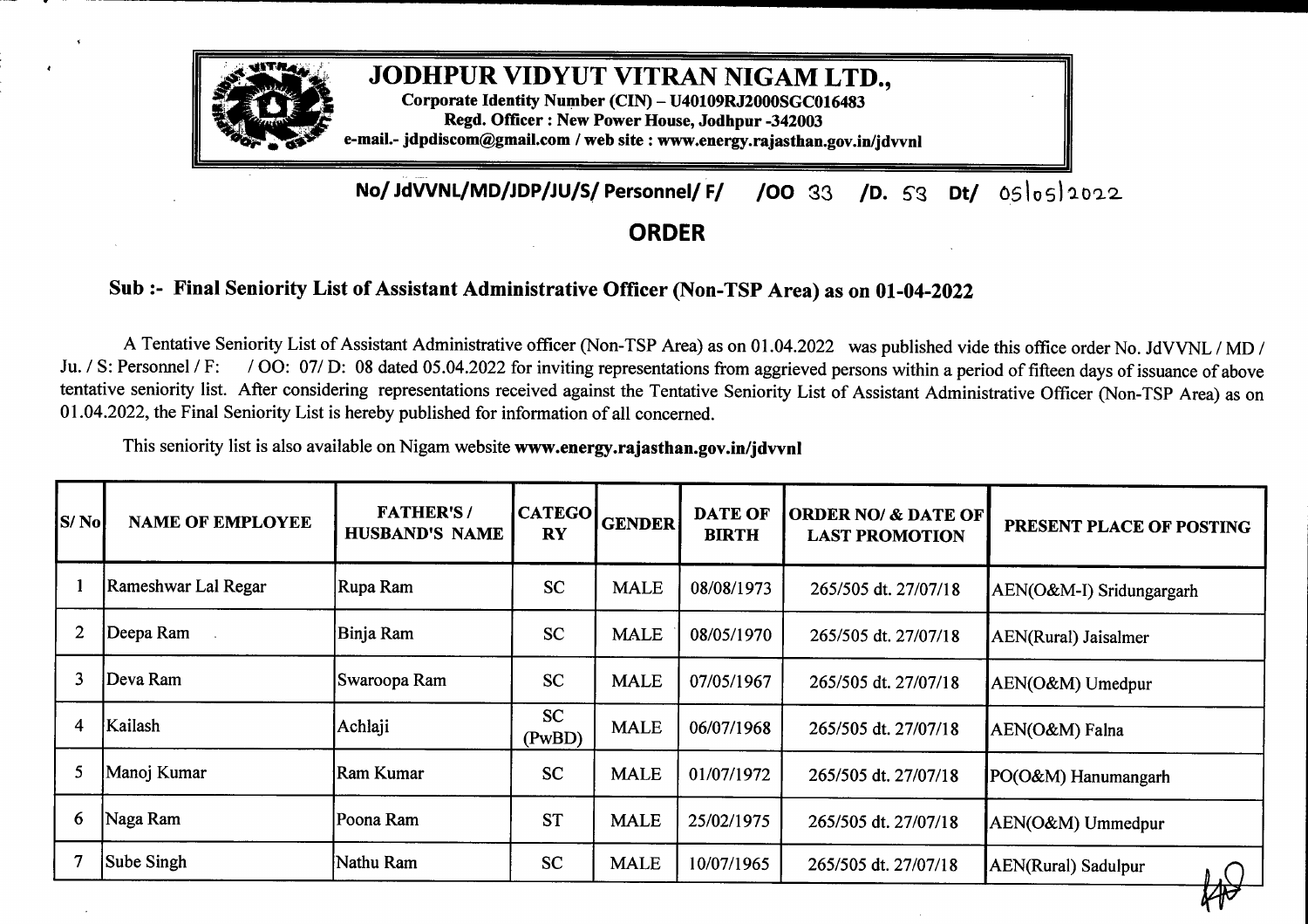# JODHPUR VIDYUT VITRAN NIGAM LTD.,

**Corporate Identity Number (CIN) – U40109RJ2000SGC016483**
**Regd. Officer : New Power House, Jodhpur -342003**
**e-mail.- jdpdiscom@gmail.com / web site : www.energy.rajasthan.gov.in/jdvvnl**

**No/ JdVVNL/MD/JDP/JU/S/ Personnel/ F/ /OO 33 /D. 53 Dt/ 05/05/2022**

## ORDER

### Sub :- Final Seniority List of Assistant Administrative Officer (Non-TSP Area) as on 01-04-2022

A Tentative Seniority List of Assistant Administrative officer (Non-TSP Area) as on 01.04.2022 was published vide this office order No. JdVVNL / MD / Ju. / S: Personnel / F: / OO: 07/ D: 08 dated 05.04.2022 for inviting representations from aggrieved persons within a period of fifteen days of issuance of above tentative seniority list. After considering representations received against the Tentative Seniority List of Assistant Administrative Officer (Non-TSP Area) as on 01.04.2022, the Final Seniority List is hereby published for information of all concerned.

This seniority list is also available on Nigam website **www.energy.rajasthan.gov.in/jdvvnl**

| S/ No | NAME OF EMPLOYEE | FATHER'S / HUSBAND'S NAME | CATEGORY | GENDER | DATE OF BIRTH | ORDER NO/ & DATE OF LAST PROMOTION | PRESENT PLACE OF POSTING |
|---|---|---|---|---|---|---|---|
| 1 | Rameshwar Lal Regar | Rupa Ram | SC | MALE | 08/08/1973 | 265/505 dt. 27/07/18 | AEN(O&M-I) Sridungargarh |
| 2 | Deepa Ram | Binja Ram | SC | MALE | 08/05/1970 | 265/505 dt. 27/07/18 | AEN(Rural) Jaisalmer |
| 3 | Deva Ram | Swaroopa Ram | SC | MALE | 07/05/1967 | 265/505 dt. 27/07/18 | AEN(O&M) Umedpur |
| 4 | Kailash | Achlaji | SC (PwBD) | MALE | 06/07/1968 | 265/505 dt. 27/07/18 | AEN(O&M) Falna |
| 5 | Manoj Kumar | Ram Kumar | SC | MALE | 01/07/1972 | 265/505 dt. 27/07/18 | PO(O&M) Hanumangarh |
| 6 | Naga Ram | Poona Ram | ST | MALE | 25/02/1975 | 265/505 dt. 27/07/18 | AEN(O&M) Ummedpur |
| 7 | Sube Singh | Nathu Ram | SC | MALE | 10/07/1965 | 265/505 dt. 27/07/18 | AEN(Rural) Sadulpur |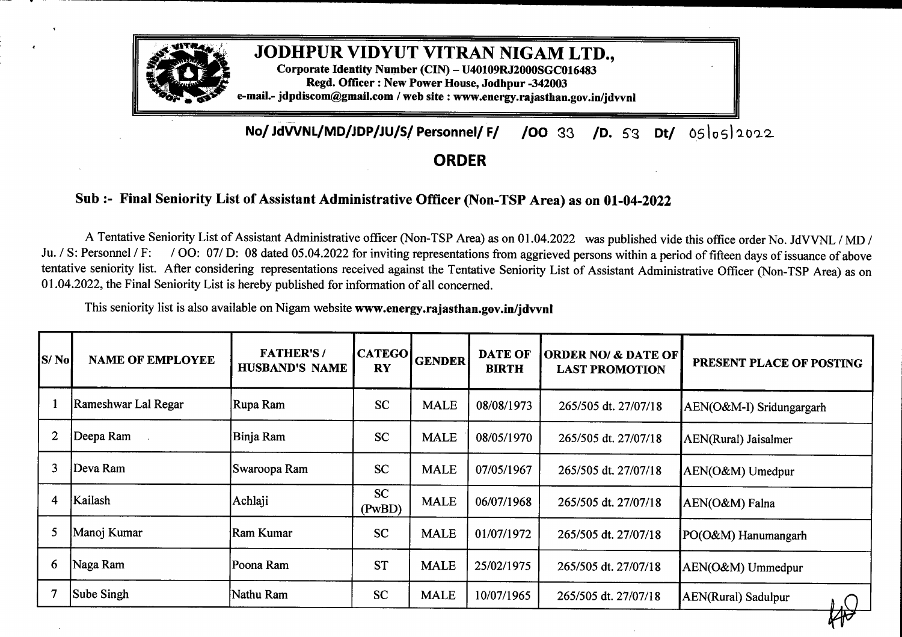# JODHPUR VIDYUT VITRAN NIGAM LTD.,

**Corporate Identity Number (CIN) – U40109RJ2000SGC016483**
**Regd. Officer : New Power House, Jodhpur -342003**
**e-mail.- jdpdiscom@gmail.com / web site : www.energy.rajasthan.gov.in/jdvvnl**

**No/ JdVVNL/MD/JDP/JU/S/ Personnel/ F/ /OO 33 /D. 53 Dt/ 05/05/2022**

## ORDER

### Sub :- Final Seniority List of Assistant Administrative Officer (Non-TSP Area) as on 01-04-2022

A Tentative Seniority List of Assistant Administrative officer (Non-TSP Area) as on 01.04.2022 was published vide this office order No. JdVVNL / MD / Ju. / S: Personnel / F: / OO: 07/ D: 08 dated 05.04.2022 for inviting representations from aggrieved persons within a period of fifteen days of issuance of above tentative seniority list. After considering representations received against the Tentative Seniority List of Assistant Administrative Officer (Non-TSP Area) as on 01.04.2022, the Final Seniority List is hereby published for information of all concerned.

This seniority list is also available on Nigam website **www.energy.rajasthan.gov.in/jdvvnl**

| S/ No | NAME OF EMPLOYEE | FATHER'S / HUSBAND'S NAME | CATEGORY | GENDER | DATE OF BIRTH | ORDER NO/ & DATE OF LAST PROMOTION | PRESENT PLACE OF POSTING |
|---|---|---|---|---|---|---|---|
| 1 | Rameshwar Lal Regar | Rupa Ram | SC | MALE | 08/08/1973 | 265/505 dt. 27/07/18 | AEN(O&M-I) Sridungargarh |
| 2 | Deepa Ram | Binja Ram | SC | MALE | 08/05/1970 | 265/505 dt. 27/07/18 | AEN(Rural) Jaisalmer |
| 3 | Deva Ram | Swaroopa Ram | SC | MALE | 07/05/1967 | 265/505 dt. 27/07/18 | AEN(O&M) Umedpur |
| 4 | Kailash | Achlaji | SC (PwBD) | MALE | 06/07/1968 | 265/505 dt. 27/07/18 | AEN(O&M) Falna |
| 5 | Manoj Kumar | Ram Kumar | SC | MALE | 01/07/1972 | 265/505 dt. 27/07/18 | PO(O&M) Hanumangarh |
| 6 | Naga Ram | Poona Ram | ST | MALE | 25/02/1975 | 265/505 dt. 27/07/18 | AEN(O&M) Ummedpur |
| 7 | Sube Singh | Nathu Ram | SC | MALE | 10/07/1965 | 265/505 dt. 27/07/18 | AEN(Rural) Sadulpur |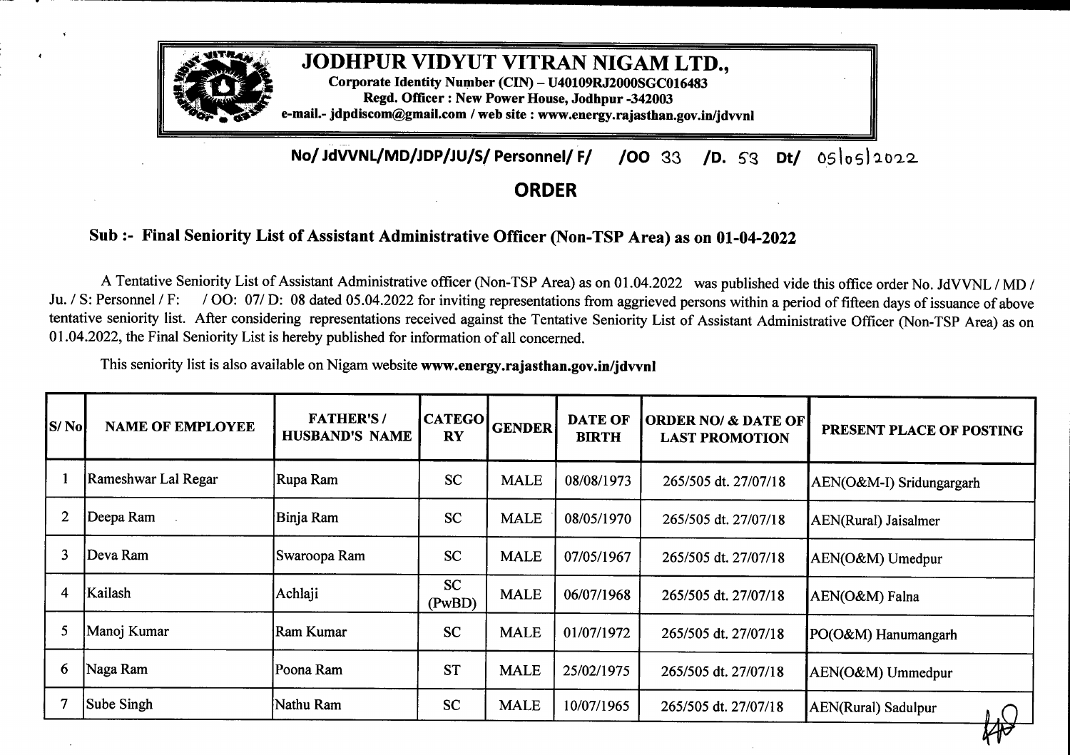# JODHPUR VIDYUT VITRAN NIGAM LTD.,

**Corporate Identity Number (CIN) – U40109RJ2000SGC016483**
**Regd. Officer : New Power House, Jodhpur -342003**
**e-mail.- jdpdiscom@gmail.com / web site : www.energy.rajasthan.gov.in/jdvvnl**

**No/ JdVVNL/MD/JDP/JU/S/ Personnel/ F/ /OO 33 /D. 53 Dt/ 05/05/2022**

## ORDER

### Sub :- Final Seniority List of Assistant Administrative Officer (Non-TSP Area) as on 01-04-2022

A Tentative Seniority List of Assistant Administrative officer (Non-TSP Area) as on 01.04.2022 was published vide this office order No. JdVVNL / MD / Ju. / S: Personnel / F: / OO: 07/ D: 08 dated 05.04.2022 for inviting representations from aggrieved persons within a period of fifteen days of issuance of above tentative seniority list. After considering representations received against the Tentative Seniority List of Assistant Administrative Officer (Non-TSP Area) as on 01.04.2022, the Final Seniority List is hereby published for information of all concerned.

This seniority list is also available on Nigam website **www.energy.rajasthan.gov.in/jdvvnl**

| S/ No | NAME OF EMPLOYEE | FATHER'S / HUSBAND'S NAME | CATEGORY | GENDER | DATE OF BIRTH | ORDER NO/ & DATE OF LAST PROMOTION | PRESENT PLACE OF POSTING |
|---|---|---|---|---|---|---|---|
| 1 | Rameshwar Lal Regar | Rupa Ram | SC | MALE | 08/08/1973 | 265/505 dt. 27/07/18 | AEN(O&M-I) Sridungargarh |
| 2 | Deepa Ram | Binja Ram | SC | MALE | 08/05/1970 | 265/505 dt. 27/07/18 | AEN(Rural) Jaisalmer |
| 3 | Deva Ram | Swaroopa Ram | SC | MALE | 07/05/1967 | 265/505 dt. 27/07/18 | AEN(O&M) Umedpur |
| 4 | Kailash | Achlaji | SC (PwBD) | MALE | 06/07/1968 | 265/505 dt. 27/07/18 | AEN(O&M) Falna |
| 5 | Manoj Kumar | Ram Kumar | SC | MALE | 01/07/1972 | 265/505 dt. 27/07/18 | PO(O&M) Hanumangarh |
| 6 | Naga Ram | Poona Ram | ST | MALE | 25/02/1975 | 265/505 dt. 27/07/18 | AEN(O&M) Ummedpur |
| 7 | Sube Singh | Nathu Ram | SC | MALE | 10/07/1965 | 265/505 dt. 27/07/18 | AEN(Rural) Sadulpur |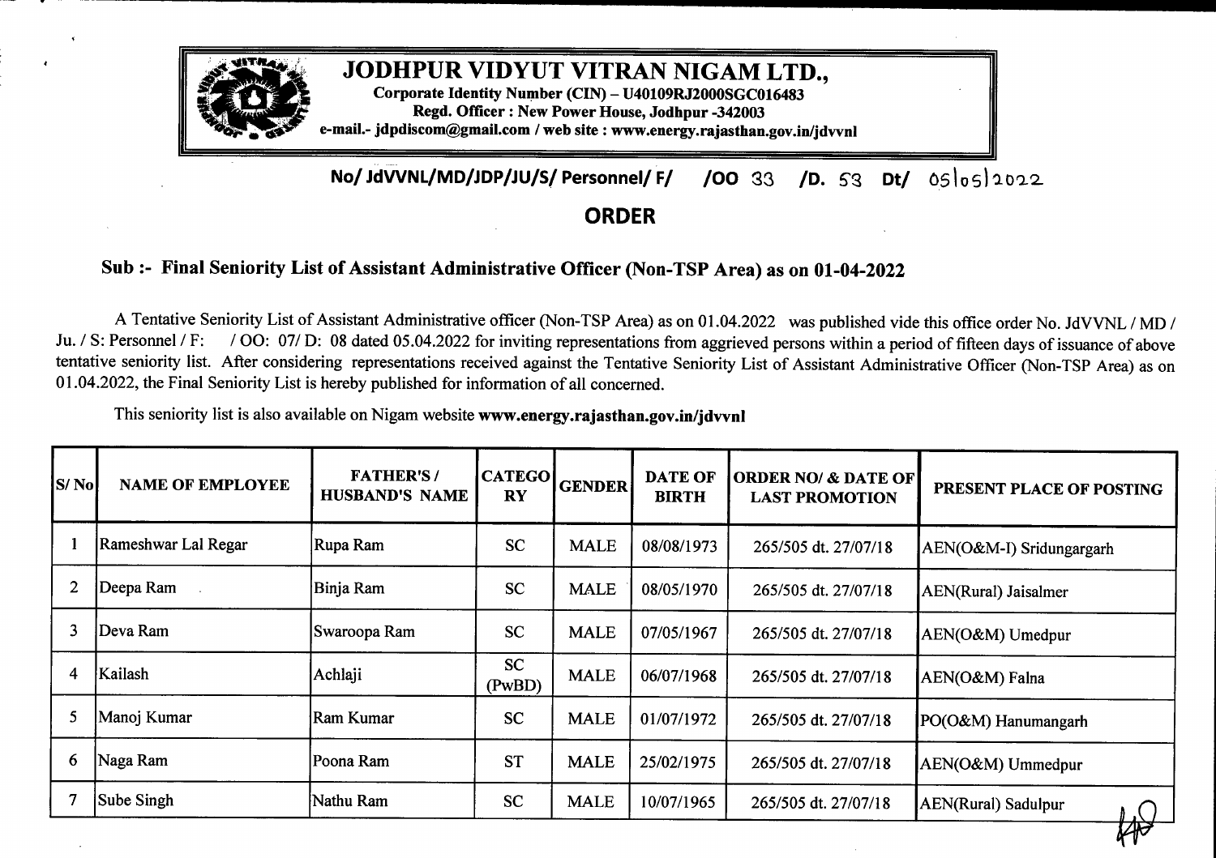# JODHPUR VIDYUT VITRAN NIGAM LTD.,

**Corporate Identity Number (CIN) – U40109RJ2000SGC016483**
**Regd. Officer : New Power House, Jodhpur -342003**
**e-mail.- jdpdiscom@gmail.com / web site : www.energy.rajasthan.gov.in/jdvvnl**

**No/ JdVVNL/MD/JDP/JU/S/ Personnel/ F/ /OO 33 /D. 53 Dt/ 05/05/2022**

## ORDER

### Sub :- Final Seniority List of Assistant Administrative Officer (Non-TSP Area) as on 01-04-2022

A Tentative Seniority List of Assistant Administrative officer (Non-TSP Area) as on 01.04.2022 was published vide this office order No. JdVVNL / MD / Ju. / S: Personnel / F: / OO: 07/ D: 08 dated 05.04.2022 for inviting representations from aggrieved persons within a period of fifteen days of issuance of above tentative seniority list. After considering representations received against the Tentative Seniority List of Assistant Administrative Officer (Non-TSP Area) as on 01.04.2022, the Final Seniority List is hereby published for information of all concerned.

This seniority list is also available on Nigam website **www.energy.rajasthan.gov.in/jdvvnl**

| S/ No | NAME OF EMPLOYEE | FATHER'S / HUSBAND'S NAME | CATEGORY | GENDER | DATE OF BIRTH | ORDER NO/ & DATE OF LAST PROMOTION | PRESENT PLACE OF POSTING |
|---|---|---|---|---|---|---|---|
| 1 | Rameshwar Lal Regar | Rupa Ram | SC | MALE | 08/08/1973 | 265/505 dt. 27/07/18 | AEN(O&M-I) Sridungargarh |
| 2 | Deepa Ram | Binja Ram | SC | MALE | 08/05/1970 | 265/505 dt. 27/07/18 | AEN(Rural) Jaisalmer |
| 3 | Deva Ram | Swaroopa Ram | SC | MALE | 07/05/1967 | 265/505 dt. 27/07/18 | AEN(O&M) Umedpur |
| 4 | Kailash | Achlaji | SC (PwBD) | MALE | 06/07/1968 | 265/505 dt. 27/07/18 | AEN(O&M) Falna |
| 5 | Manoj Kumar | Ram Kumar | SC | MALE | 01/07/1972 | 265/505 dt. 27/07/18 | PO(O&M) Hanumangarh |
| 6 | Naga Ram | Poona Ram | ST | MALE | 25/02/1975 | 265/505 dt. 27/07/18 | AEN(O&M) Ummedpur |
| 7 | Sube Singh | Nathu Ram | SC | MALE | 10/07/1965 | 265/505 dt. 27/07/18 | AEN(Rural) Sadulpur |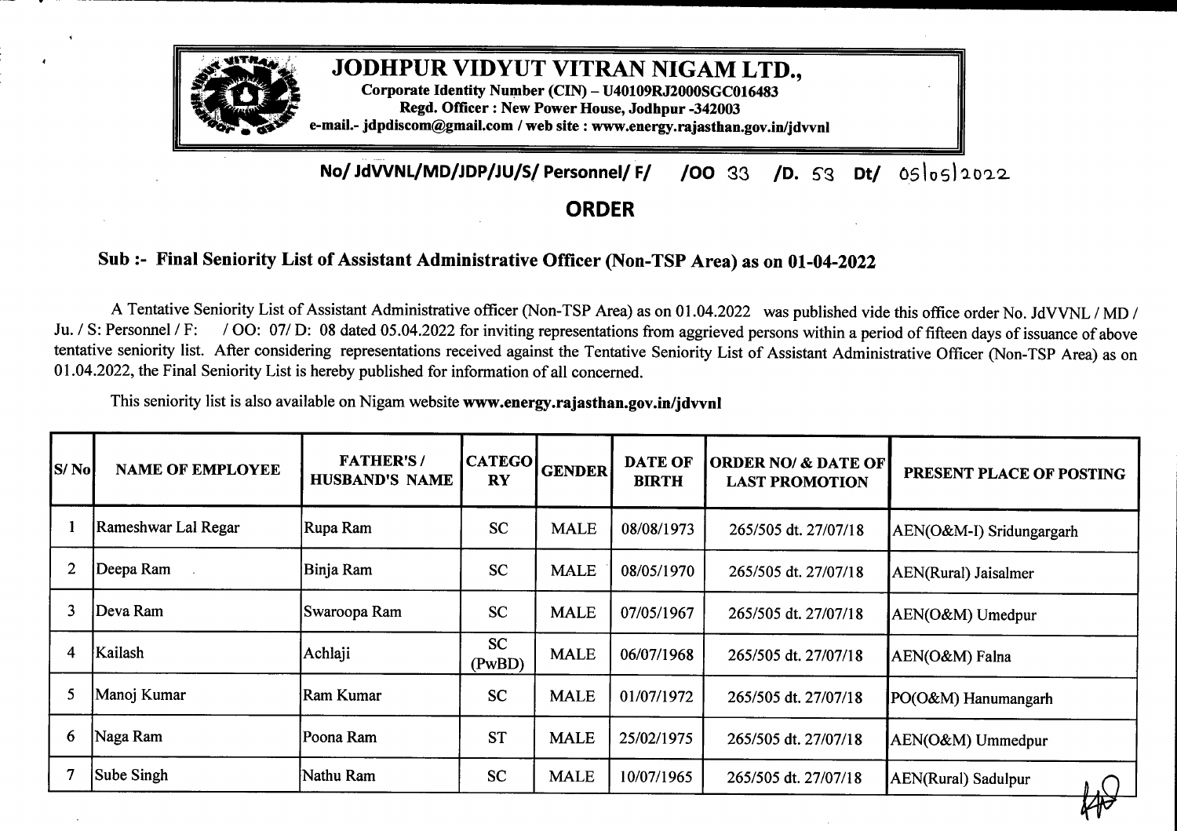# JODHPUR VIDYUT VITRAN NIGAM LTD.,

**Corporate Identity Number (CIN) – U40109RJ2000SGC016483**
**Regd. Officer : New Power House, Jodhpur -342003**
**e-mail.- jdpdiscom@gmail.com / web site : www.energy.rajasthan.gov.in/jdvvnl**

**No/ JdVVNL/MD/JDP/JU/S/ Personnel/ F/ /OO 33 /D. 53 Dt/ 05/05/2022**

## ORDER

### Sub :- Final Seniority List of Assistant Administrative Officer (Non-TSP Area) as on 01-04-2022

A Tentative Seniority List of Assistant Administrative officer (Non-TSP Area) as on 01.04.2022 was published vide this office order No. JdVVNL / MD / Ju. / S: Personnel / F: / OO: 07/ D: 08 dated 05.04.2022 for inviting representations from aggrieved persons within a period of fifteen days of issuance of above tentative seniority list. After considering representations received against the Tentative Seniority List of Assistant Administrative Officer (Non-TSP Area) as on 01.04.2022, the Final Seniority List is hereby published for information of all concerned.

This seniority list is also available on Nigam website **www.energy.rajasthan.gov.in/jdvvnl**

| S/ No | NAME OF EMPLOYEE | FATHER'S / HUSBAND'S NAME | CATEGORY | GENDER | DATE OF BIRTH | ORDER NO/ & DATE OF LAST PROMOTION | PRESENT PLACE OF POSTING |
|---|---|---|---|---|---|---|---|
| 1 | Rameshwar Lal Regar | Rupa Ram | SC | MALE | 08/08/1973 | 265/505 dt. 27/07/18 | AEN(O&M-I) Sridungargarh |
| 2 | Deepa Ram | Binja Ram | SC | MALE | 08/05/1970 | 265/505 dt. 27/07/18 | AEN(Rural) Jaisalmer |
| 3 | Deva Ram | Swaroopa Ram | SC | MALE | 07/05/1967 | 265/505 dt. 27/07/18 | AEN(O&M) Umedpur |
| 4 | Kailash | Achlaji | SC (PwBD) | MALE | 06/07/1968 | 265/505 dt. 27/07/18 | AEN(O&M) Falna |
| 5 | Manoj Kumar | Ram Kumar | SC | MALE | 01/07/1972 | 265/505 dt. 27/07/18 | PO(O&M) Hanumangarh |
| 6 | Naga Ram | Poona Ram | ST | MALE | 25/02/1975 | 265/505 dt. 27/07/18 | AEN(O&M) Ummedpur |
| 7 | Sube Singh | Nathu Ram | SC | MALE | 10/07/1965 | 265/505 dt. 27/07/18 | AEN(Rural) Sadulpur |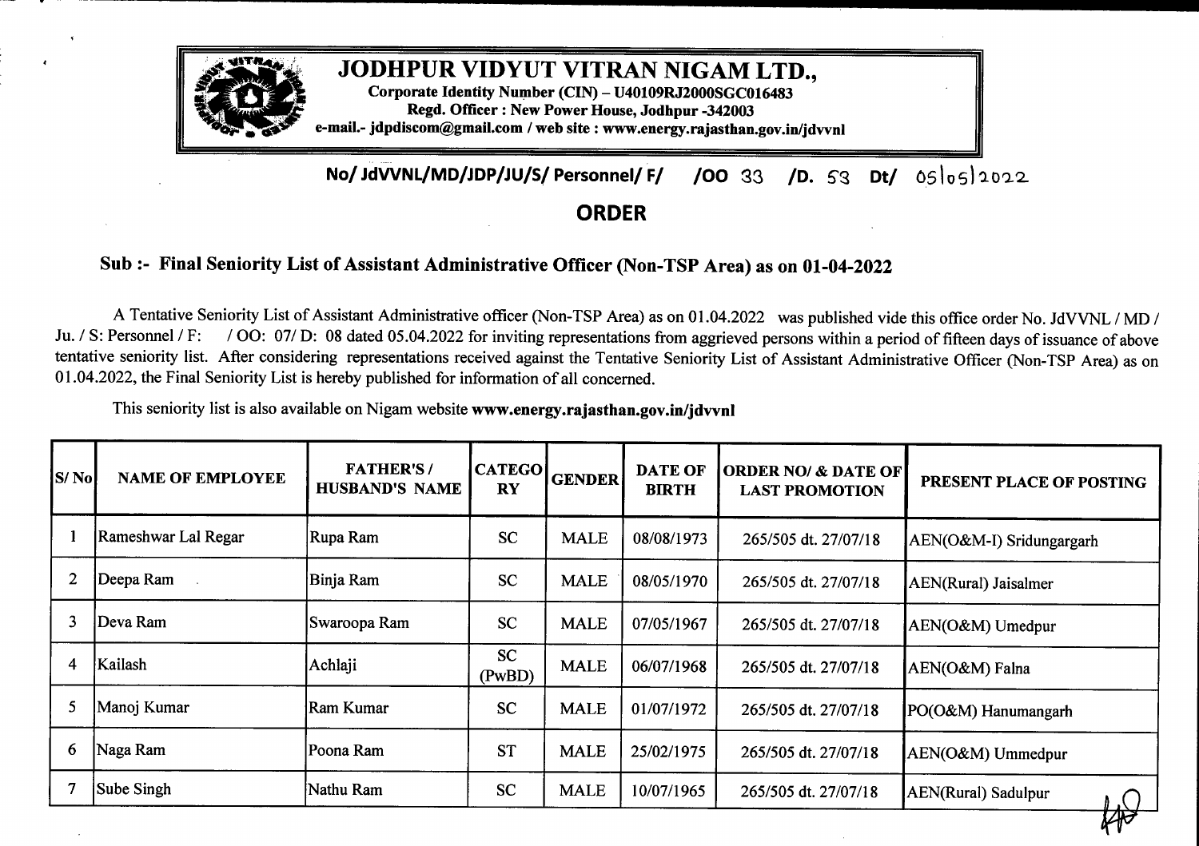# JODHPUR VIDYUT VITRAN NIGAM LTD.,

**Corporate Identity Number (CIN) – U40109RJ2000SGC016483**
**Regd. Officer : New Power House, Jodhpur -342003**
**e-mail.- jdpdiscom@gmail.com / web site : www.energy.rajasthan.gov.in/jdvvnl**

**No/ JdVVNL/MD/JDP/JU/S/ Personnel/ F/ /OO 33 /D. 53 Dt/ 05/05/2022**

## ORDER

### Sub :- Final Seniority List of Assistant Administrative Officer (Non-TSP Area) as on 01-04-2022

A Tentative Seniority List of Assistant Administrative officer (Non-TSP Area) as on 01.04.2022 was published vide this office order No. JdVVNL / MD / Ju. / S: Personnel / F: / OO: 07/ D: 08 dated 05.04.2022 for inviting representations from aggrieved persons within a period of fifteen days of issuance of above tentative seniority list. After considering representations received against the Tentative Seniority List of Assistant Administrative Officer (Non-TSP Area) as on 01.04.2022, the Final Seniority List is hereby published for information of all concerned.

This seniority list is also available on Nigam website **www.energy.rajasthan.gov.in/jdvvnl**

| S/ No | NAME OF EMPLOYEE | FATHER'S / HUSBAND'S NAME | CATEGORY | GENDER | DATE OF BIRTH | ORDER NO/ & DATE OF LAST PROMOTION | PRESENT PLACE OF POSTING |
|---|---|---|---|---|---|---|---|
| 1 | Rameshwar Lal Regar | Rupa Ram | SC | MALE | 08/08/1973 | 265/505 dt. 27/07/18 | AEN(O&M-I) Sridungargarh |
| 2 | Deepa Ram | Binja Ram | SC | MALE | 08/05/1970 | 265/505 dt. 27/07/18 | AEN(Rural) Jaisalmer |
| 3 | Deva Ram | Swaroopa Ram | SC | MALE | 07/05/1967 | 265/505 dt. 27/07/18 | AEN(O&M) Umedpur |
| 4 | Kailash | Achlaji | SC (PwBD) | MALE | 06/07/1968 | 265/505 dt. 27/07/18 | AEN(O&M) Falna |
| 5 | Manoj Kumar | Ram Kumar | SC | MALE | 01/07/1972 | 265/505 dt. 27/07/18 | PO(O&M) Hanumangarh |
| 6 | Naga Ram | Poona Ram | ST | MALE | 25/02/1975 | 265/505 dt. 27/07/18 | AEN(O&M) Ummedpur |
| 7 | Sube Singh | Nathu Ram | SC | MALE | 10/07/1965 | 265/505 dt. 27/07/18 | AEN(Rural) Sadulpur |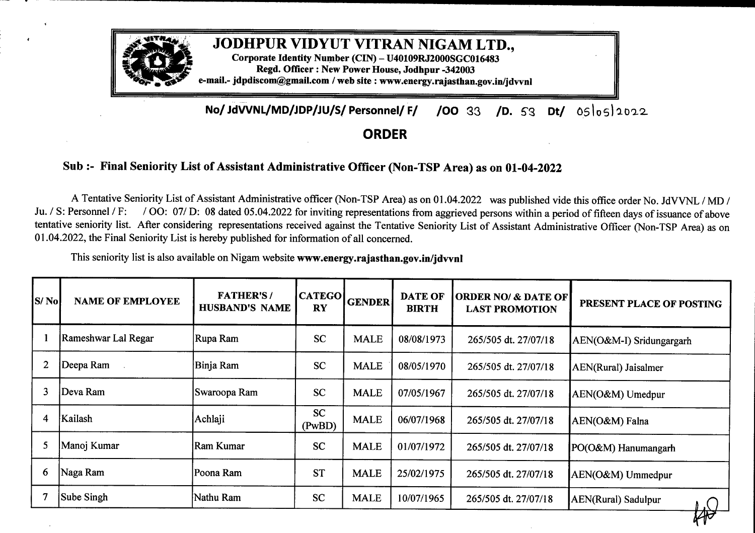# JODHPUR VIDYUT VITRAN NIGAM LTD.,

**Corporate Identity Number (CIN) – U40109RJ2000SGC016483**
**Regd. Officer : New Power House, Jodhpur -342003**
**e-mail.- jdpdiscom@gmail.com / web site : www.energy.rajasthan.gov.in/jdvvnl**

**No/ JdVVNL/MD/JDP/JU/S/ Personnel/ F/ /OO 33 /D. 53 Dt/ 05/05/2022**

## ORDER

### Sub :- Final Seniority List of Assistant Administrative Officer (Non-TSP Area) as on 01-04-2022

A Tentative Seniority List of Assistant Administrative officer (Non-TSP Area) as on 01.04.2022 was published vide this office order No. JdVVNL / MD / Ju. / S: Personnel / F: / OO: 07/ D: 08 dated 05.04.2022 for inviting representations from aggrieved persons within a period of fifteen days of issuance of above tentative seniority list. After considering representations received against the Tentative Seniority List of Assistant Administrative Officer (Non-TSP Area) as on 01.04.2022, the Final Seniority List is hereby published for information of all concerned.

This seniority list is also available on Nigam website **www.energy.rajasthan.gov.in/jdvvnl**

| S/ No | NAME OF EMPLOYEE | FATHER'S / HUSBAND'S NAME | CATEGORY | GENDER | DATE OF BIRTH | ORDER NO/ & DATE OF LAST PROMOTION | PRESENT PLACE OF POSTING |
|---|---|---|---|---|---|---|---|
| 1 | Rameshwar Lal Regar | Rupa Ram | SC | MALE | 08/08/1973 | 265/505 dt. 27/07/18 | AEN(O&M-I) Sridungargarh |
| 2 | Deepa Ram | Binja Ram | SC | MALE | 08/05/1970 | 265/505 dt. 27/07/18 | AEN(Rural) Jaisalmer |
| 3 | Deva Ram | Swaroopa Ram | SC | MALE | 07/05/1967 | 265/505 dt. 27/07/18 | AEN(O&M) Umedpur |
| 4 | Kailash | Achlaji | SC (PwBD) | MALE | 06/07/1968 | 265/505 dt. 27/07/18 | AEN(O&M) Falna |
| 5 | Manoj Kumar | Ram Kumar | SC | MALE | 01/07/1972 | 265/505 dt. 27/07/18 | PO(O&M) Hanumangarh |
| 6 | Naga Ram | Poona Ram | ST | MALE | 25/02/1975 | 265/505 dt. 27/07/18 | AEN(O&M) Ummedpur |
| 7 | Sube Singh | Nathu Ram | SC | MALE | 10/07/1965 | 265/505 dt. 27/07/18 | AEN(Rural) Sadulpur |